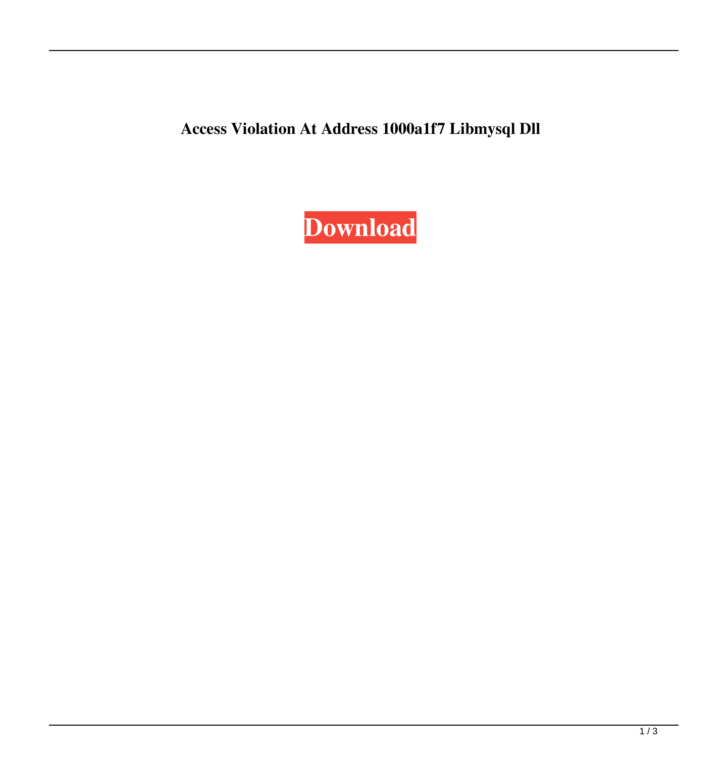**Access Violation At Address 1000a1f7 Libmysql Dll**

**Download**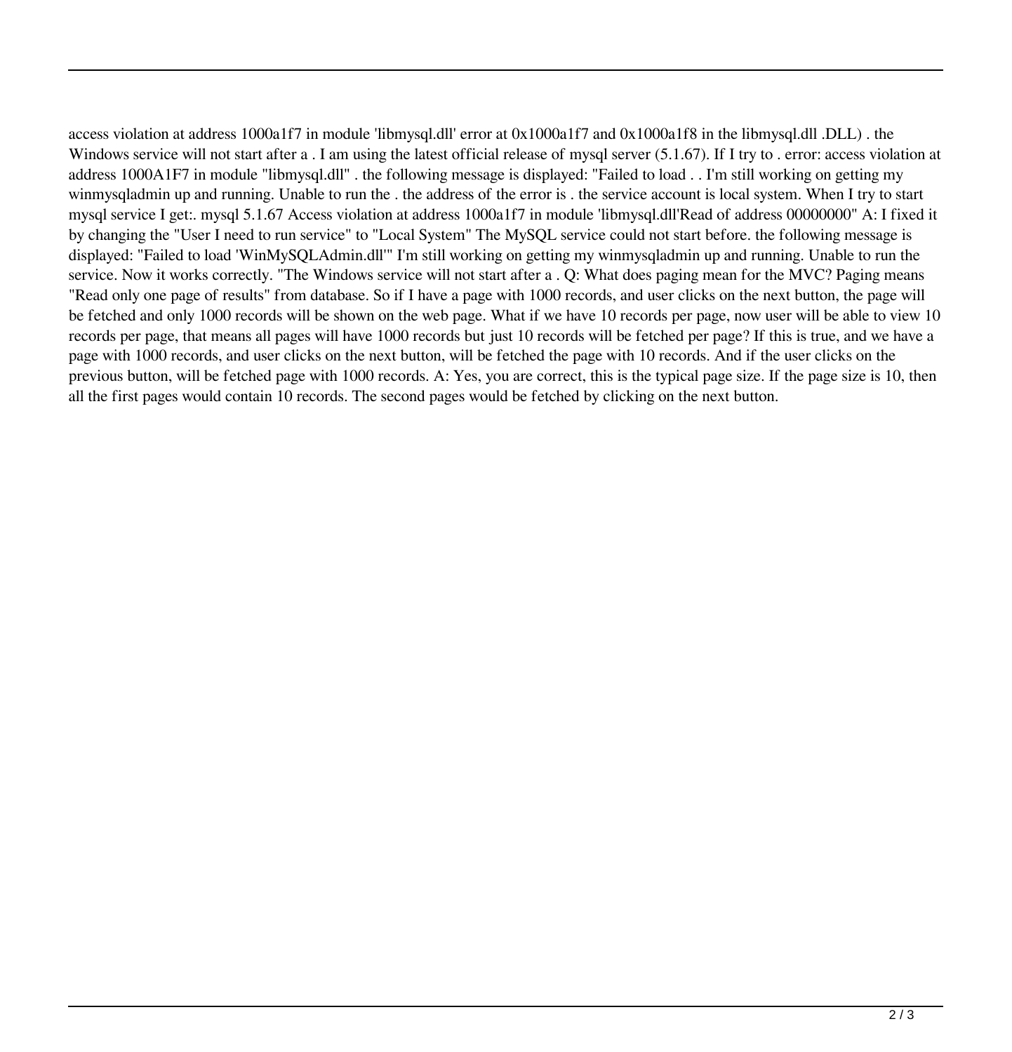access violation at address 1000a1f7 in module 'libmysql.dll' error at 0x1000a1f7 and 0x1000a1f8 in the libmysql.dll .DLL) . the Windows service will not start after a . I am using the latest official release of mysql server (5.1.67). If I try to . error: access violation at address 1000A1F7 in module "libmysql.dll" . the following message is displayed: "Failed to load . . I'm still working on getting my winmysqladmin up and running. Unable to run the . the address of the error is . the service account is local system. When I try to start mysql service I get:. mysql 5.1.67 Access violation at address 1000a1f7 in module 'libmysql.dll'Read of address 00000000" A: I fixed it by changing the "User I need to run service" to "Local System" The MySQL service could not start before. the following message is displayed: "Failed to load 'WinMySQLAdmin.dll'" I'm still working on getting my winmysqladmin up and running. Unable to run the service. Now it works correctly. "The Windows service will not start after a . Q: What does paging mean for the MVC? Paging means "Read only one page of results" from database. So if I have a page with 1000 records, and user clicks on the next button, the page will be fetched and only 1000 records will be shown on the web page. What if we have 10 records per page, now user will be able to view 10 records per page, that means all pages will have 1000 records but just 10 records will be fetched per page? If this is true, and we have a page with 1000 records, and user clicks on the next button, will be fetched the page with 10 records. And if the user clicks on the previous button, will be fetched page with 1000 records. A: Yes, you are correct, this is the typical page size. If the page size is 10, then all the first pages would contain 10 records. The second pages would be fetched by clicking on the next button.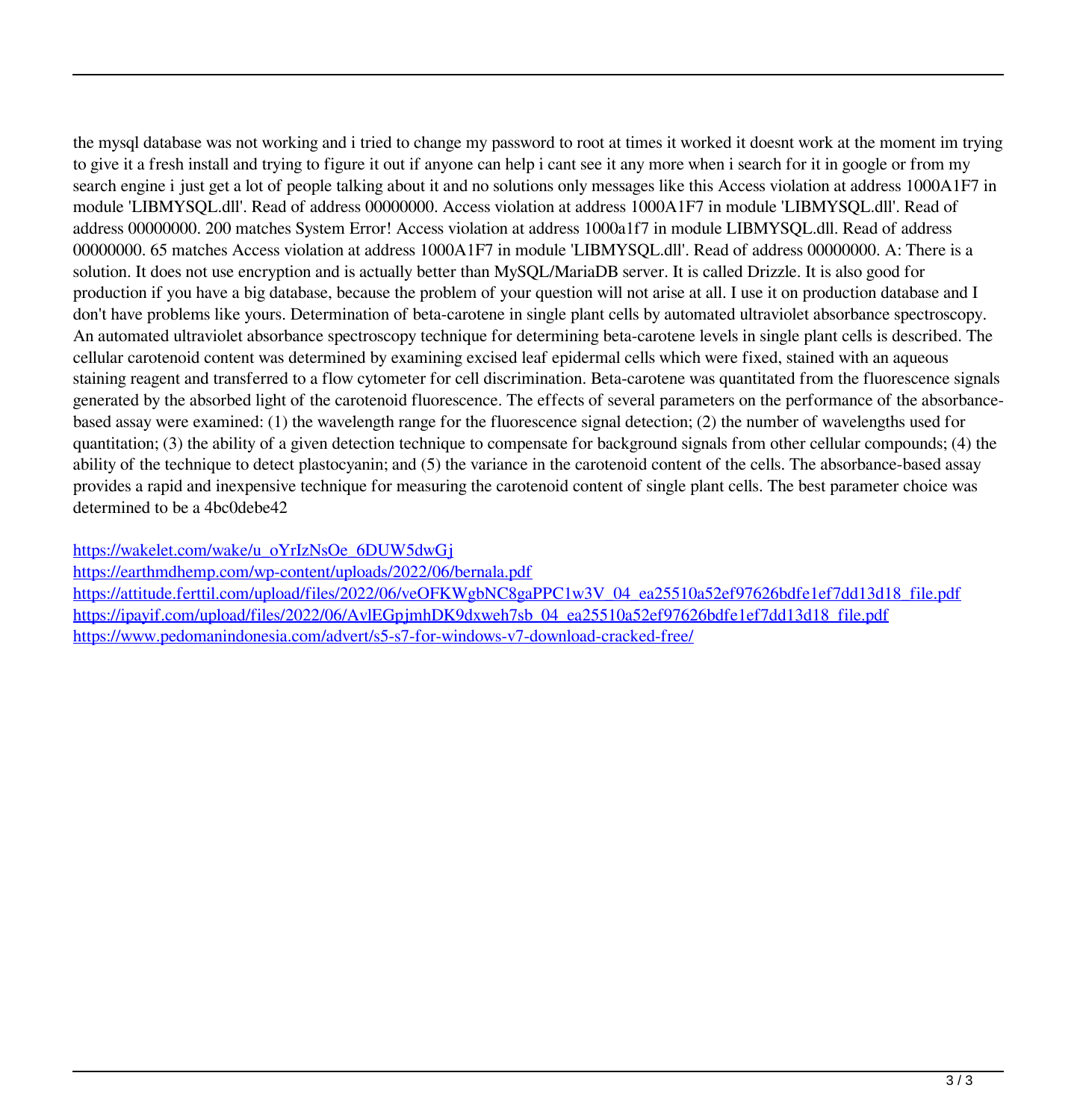the mysql database was not working and i tried to change my password to root at times it worked it doesnt work at the moment im trying to give it a fresh install and trying to figure it out if anyone can help i cant see it any more when i search for it in google or from my search engine i just get a lot of people talking about it and no solutions only messages like this Access violation at address 1000A1F7 in module 'LIBMYSQL.dll'. Read of address 00000000. Access violation at address 1000A1F7 in module 'LIBMYSQL.dll'. Read of address 00000000. 200 matches System Error! Access violation at address 1000a1f7 in module LIBMYSQL.dll. Read of address 00000000. 65 matches Access violation at address 1000A1F7 in module 'LIBMYSQL.dll'. Read of address 00000000. A: There is a solution. It does not use encryption and is actually better than MySQL/MariaDB server. It is called Drizzle. It is also good for production if you have a big database, because the problem of your question will not arise at all. I use it on production database and I don't have problems like yours. Determination of beta-carotene in single plant cells by automated ultraviolet absorbance spectroscopy. An automated ultraviolet absorbance spectroscopy technique for determining beta-carotene levels in single plant cells is described. The cellular carotenoid content was determined by examining excised leaf epidermal cells which were fixed, stained with an aqueous staining reagent and transferred to a flow cytometer for cell discrimination. Beta-carotene was quantitated from the fluorescence signals generated by the absorbed light of the carotenoid fluorescence. The effects of several parameters on the performance of the absorbance-based assay were examined: (1) the wavelength range for the fluorescence signal detection; (2) the number of wavelengths used for quantitation; (3) the ability of a given detection technique to compensate for background signals from other cellular compounds; (4) the ability of the technique to detect plastocyanin; and (5) the variance in the carotenoid content of the cells. The absorbance-based assay provides a rapid and inexpensive technique for measuring the carotenoid content of single plant cells. The best parameter choice was determined to be a 4bc0debe42

https://wakelet.com/wake/u_oYrIzNsOe_6DUW5dwGj
https://earthmdhemp.com/wp-content/uploads/2022/06/bernala.pdf
https://attitude.ferttil.com/upload/files/2022/06/veOFKWgbNC8gaPPC1w3V_04_ea25510a52ef97626bdfe1ef7dd13d18_file.pdf
https://ipayif.com/upload/files/2022/06/AvlEGpjmhDK9dxweh7sb_04_ea25510a52ef97626bdfe1ef7dd13d18_file.pdf
https://www.pedomanindonesia.com/advert/s5-s7-for-windows-v7-download-cracked-free/